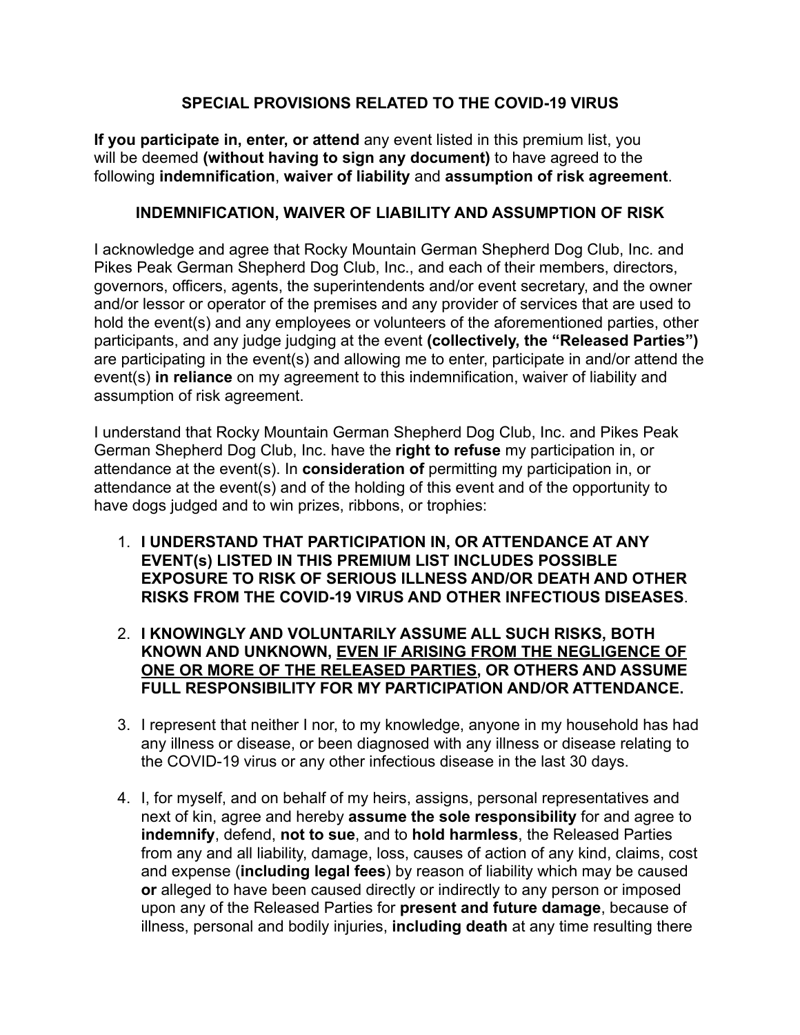## SPECIAL PROVISIONS RELATED TO THE COVID-19 VIRUS

**If you participate in, enter, or attend** any event listed in this premium list, you will be deemed **(without having to sign any document)** to have agreed to the following **indemnification**, **waiver of liability** and **assumption of risk agreement**.

## INDEMNIFICATION, WAIVER OF LIABILITY AND ASSUMPTION OF RISK

I acknowledge and agree that Rocky Mountain German Shepherd Dog Club, Inc. and Pikes Peak German Shepherd Dog Club, Inc., and each of their members, directors, governors, officers, agents, the superintendents and/or event secretary, and the owner and/or lessor or operator of the premises and any provider of services that are used to hold the event(s) and any employees or volunteers of the aforementioned parties, other participants, and any judge judging at the event **(collectively, the "Released Parties")** are participating in the event(s) and allowing me to enter, participate in and/or attend the event(s) **in reliance** on my agreement to this indemnification, waiver of liability and assumption of risk agreement.

I understand that Rocky Mountain German Shepherd Dog Club, Inc. and Pikes Peak German Shepherd Dog Club, Inc. have the **right to refuse** my participation in, or attendance at the event(s). In **consideration of** permitting my participation in, or attendance at the event(s) and of the holding of this event and of the opportunity to have dogs judged and to win prizes, ribbons, or trophies:

1. **I UNDERSTAND THAT PARTICIPATION IN, OR ATTENDANCE AT ANY EVENT(s) LISTED IN THIS PREMIUM LIST INCLUDES POSSIBLE EXPOSURE TO RISK OF SERIOUS ILLNESS AND/OR DEATH AND OTHER RISKS FROM THE COVID-19 VIRUS AND OTHER INFECTIOUS DISEASES**.
2. **I KNOWINGLY AND VOLUNTARILY ASSUME ALL SUCH RISKS, BOTH KNOWN AND UNKNOWN, <u>EVEN IF ARISING FROM THE NEGLIGENCE OF ONE OR MORE OF THE RELEASED PARTIES</u>, OR OTHERS AND ASSUME FULL RESPONSIBILITY FOR MY PARTICIPATION AND/OR ATTENDANCE.**
3. I represent that neither I nor, to my knowledge, anyone in my household has had any illness or disease, or been diagnosed with any illness or disease relating to the COVID-19 virus or any other infectious disease in the last 30 days.
4. I, for myself, and on behalf of my heirs, assigns, personal representatives and next of kin, agree and hereby **assume the sole responsibility** for and agree to **indemnify**, defend, **not to sue**, and to **hold harmless**, the Released Parties from any and all liability, damage, loss, causes of action of any kind, claims, cost and expense (**including legal fees**) by reason of liability which may be caused **or** alleged to have been caused directly or indirectly to any person or imposed upon any of the Released Parties for **present and future damage**, because of illness, personal and bodily injuries, **including death** at any time resulting there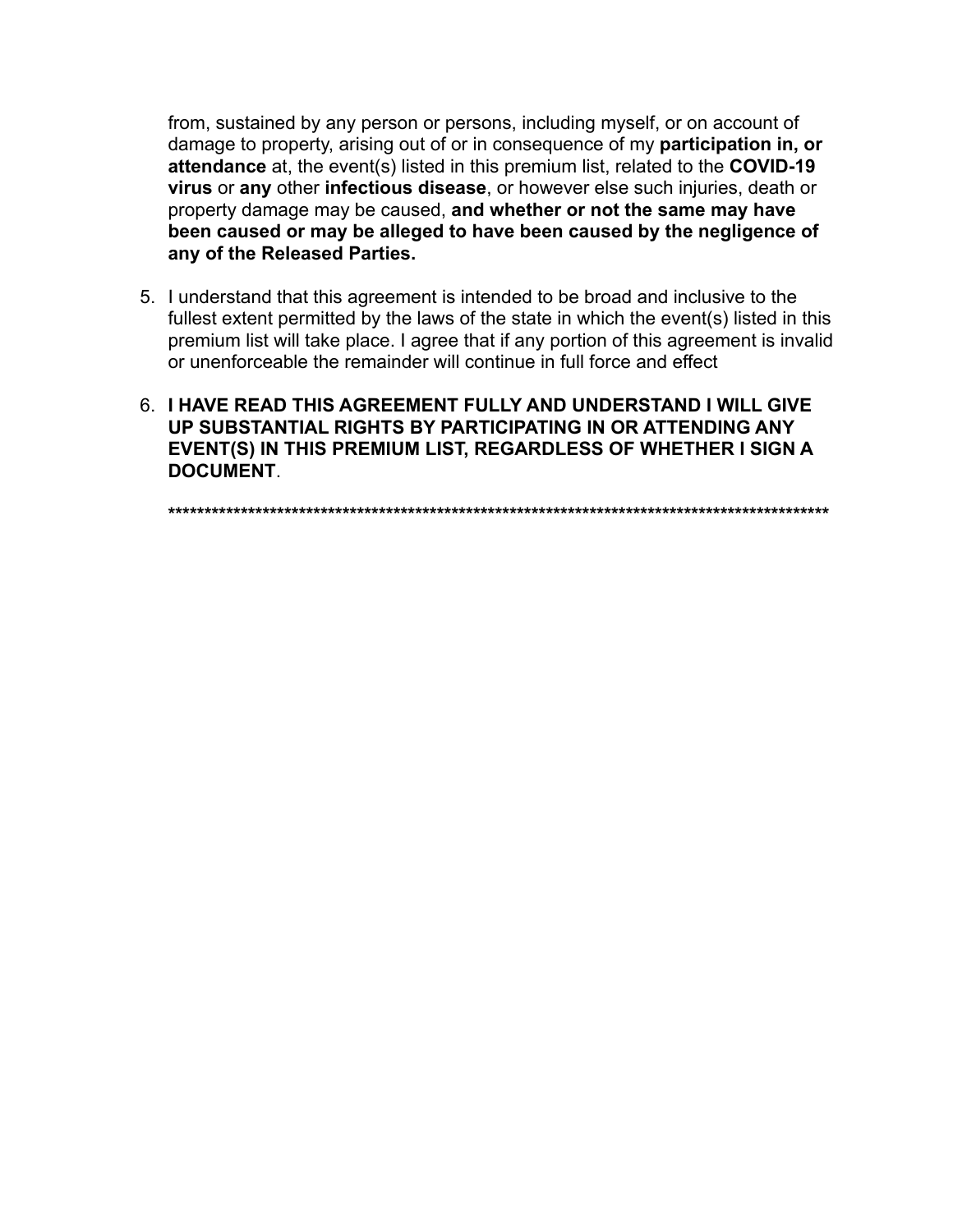from, sustained by any person or persons, including myself, or on account of damage to property, arising out of or in consequence of my **participation in, or attendance** at, the event(s) listed in this premium list, related to the **COVID-19 virus** or **any** other **infectious disease**, or however else such injuries, death or property damage may be caused, **and whether or not the same may have been caused or may be alleged to have been caused by the negligence of any of the Released Parties.**

5. I understand that this agreement is intended to be broad and inclusive to the fullest extent permitted by the laws of the state in which the event(s) listed in this premium list will take place. I agree that if any portion of this agreement is invalid or unenforceable the remainder will continue in full force and effect

6. **I HAVE READ THIS AGREEMENT FULLY AND UNDERSTAND I WILL GIVE UP SUBSTANTIAL RIGHTS BY PARTICIPATING IN OR ATTENDING ANY EVENT(S) IN THIS PREMIUM LIST, REGARDLESS OF WHETHER I SIGN A DOCUMENT**.

**************************************************************************************************